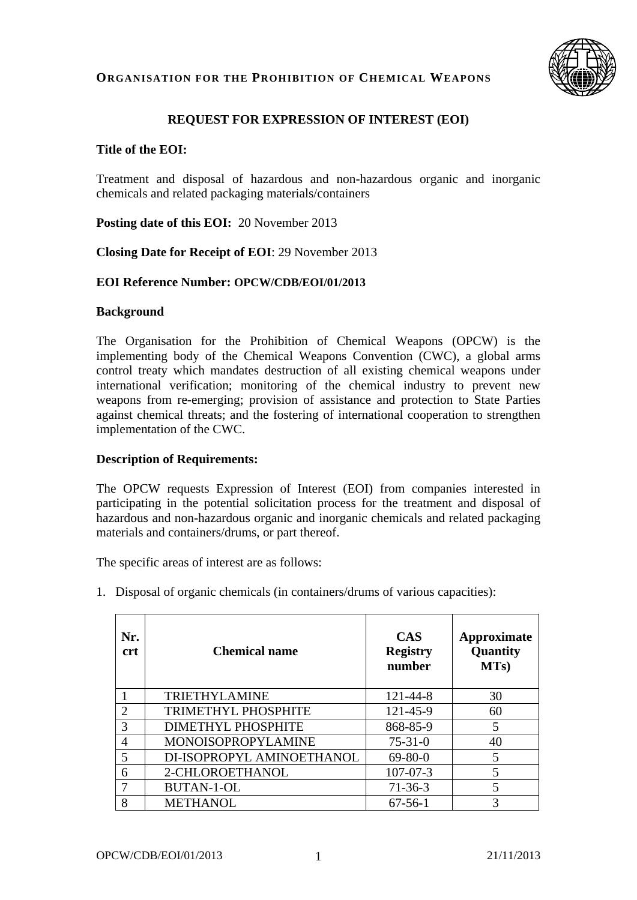**ORGANISATION FOR THE PROHIBITION OF CHEMICAL WEAPONS**

## REQUEST FOR EXPRESSION OF INTEREST (EOI)

**Title of the EOI:**

Treatment and disposal of hazardous and non-hazardous organic and inorganic chemicals and related packaging materials/containers

**Posting date of this EOI:** 20 November 2013

**Closing Date for Receipt of EOI**: 29 November 2013

**EOI Reference Number: OPCW/CDB/EOI/01/2013**

**Background**

The Organisation for the Prohibition of Chemical Weapons (OPCW) is the implementing body of the Chemical Weapons Convention (CWC), a global arms control treaty which mandates destruction of all existing chemical weapons under international verification; monitoring of the chemical industry to prevent new weapons from re-emerging; provision of assistance and protection to State Parties against chemical threats; and the fostering of international cooperation to strengthen implementation of the CWC.

**Description of Requirements:**

The OPCW requests Expression of Interest (EOI) from companies interested in participating in the potential solicitation process for the treatment and disposal of hazardous and non-hazardous organic and inorganic chemicals and related packaging materials and containers/drums, or part thereof.

The specific areas of interest are as follows:

1. Disposal of organic chemicals (in containers/drums of various capacities):

| Nr. crt | Chemical name | CAS Registry number | Approximate Quantity MTs) |
|---|---|---|---|
| 1 | TRIETHYLAMINE | 121-44-8 | 30 |
| 2 | TRIMETHYL PHOSPHITE | 121-45-9 | 60 |
| 3 | DIMETHYL PHOSPHITE | 868-85-9 | 5 |
| 4 | MONOISOPROPYLAMINE | 75-31-0 | 40 |
| 5 | DI-ISOPROPYL AMINOETHANOL | 69-80-0 | 5 |
| 6 | 2-CHLOROETHANOL | 107-07-3 | 5 |
| 7 | BUTAN-1-OL | 71-36-3 | 5 |
| 8 | METHANOL | 67-56-1 | 3 |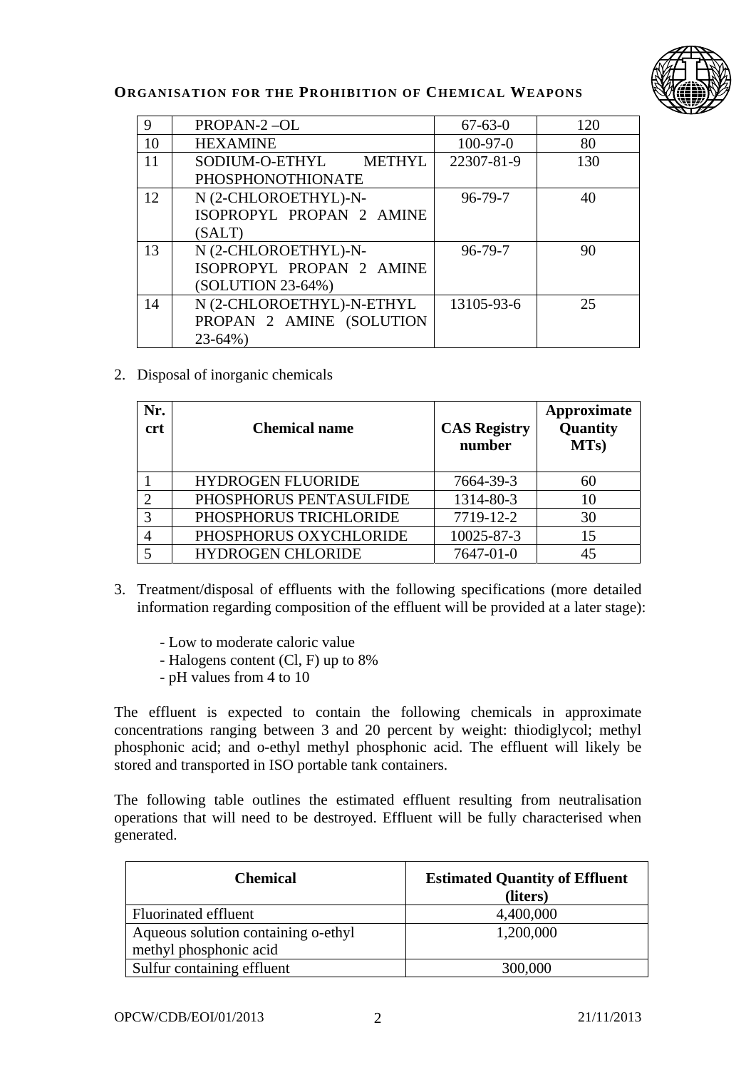| 9 | PROPAN-2 –OL | 67-63-0 | 120 |
|---|---|---|---|
| 10 | HEXAMINE | 100-97-0 | 80 |
| 11 | SODIUM-O-ETHYL METHYL PHOSPHONOTHIONATE | 22307-81-9 | 130 |
| 12 | N (2-CHLOROETHYL)-N-ISOPROPYL PROPAN 2 AMINE (SALT) | 96-79-7 | 40 |
| 13 | N (2-CHLOROETHYL)-N-ISOPROPYL PROPAN 2 AMINE (SOLUTION 23-64%) | 96-79-7 | 90 |
| 14 | N (2-CHLOROETHYL)-N-ETHYL PROPAN 2 AMINE (SOLUTION 23-64%) | 13105-93-6 | 25 |

2. Disposal of inorganic chemicals

| Nr. crt | Chemical name | CAS Registry number | Approximate Quantity MTs) |
|---|---|---|---|
| 1 | HYDROGEN FLUORIDE | 7664-39-3 | 60 |
| 2 | PHOSPHORUS PENTASULFIDE | 1314-80-3 | 10 |
| 3 | PHOSPHORUS TRICHLORIDE | 7719-12-2 | 30 |
| 4 | PHOSPHORUS OXYCHLORIDE | 10025-87-3 | 15 |
| 5 | HYDROGEN CHLORIDE | 7647-01-0 | 45 |

3. Treatment/disposal of effluents with the following specifications (more detailed information regarding composition of the effluent will be provided at a later stage):

   - Low to moderate caloric value
   - Halogens content (Cl, F) up to 8%
   - pH values from 4 to 10

The effluent is expected to contain the following chemicals in approximate concentrations ranging between 3 and 20 percent by weight: thiodiglycol; methyl phosphonic acid; and o-ethyl methyl phosphonic acid. The effluent will likely be stored and transported in ISO portable tank containers.

The following table outlines the estimated effluent resulting from neutralisation operations that will need to be destroyed. Effluent will be fully characterised when generated.

| Chemical | Estimated Quantity of Effluent (liters) |
|---|---|
| Fluorinated effluent | 4,400,000 |
| Aqueous solution containing o-ethyl methyl phosphonic acid | 1,200,000 |
| Sulfur containing effluent | 300,000 |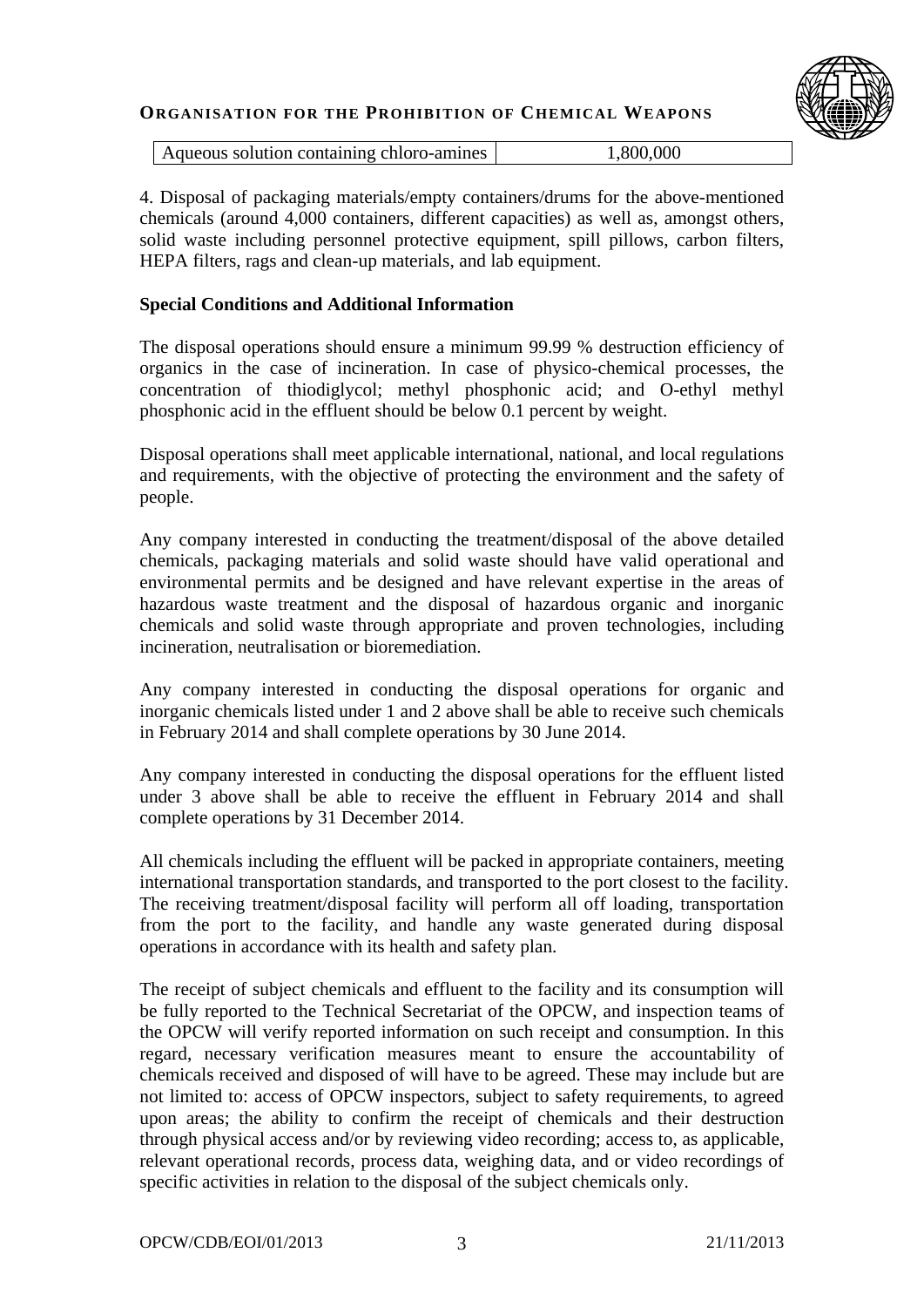| Aqueous solution containing chloro-amines | 1,800,000 |
|---|---|

4. Disposal of packaging materials/empty containers/drums for the above-mentioned chemicals (around 4,000 containers, different capacities) as well as, amongst others, solid waste including personnel protective equipment, spill pillows, carbon filters, HEPA filters, rags and clean-up materials, and lab equipment.

**Special Conditions and Additional Information**

The disposal operations should ensure a minimum 99.99 % destruction efficiency of organics in the case of incineration. In case of physico-chemical processes, the concentration of thiodiglycol; methyl phosphonic acid; and O-ethyl methyl phosphonic acid in the effluent should be below 0.1 percent by weight.

Disposal operations shall meet applicable international, national, and local regulations and requirements, with the objective of protecting the environment and the safety of people.

Any company interested in conducting the treatment/disposal of the above detailed chemicals, packaging materials and solid waste should have valid operational and environmental permits and be designed and have relevant expertise in the areas of hazardous waste treatment and the disposal of hazardous organic and inorganic chemicals and solid waste through appropriate and proven technologies, including incineration, neutralisation or bioremediation.

Any company interested in conducting the disposal operations for organic and inorganic chemicals listed under 1 and 2 above shall be able to receive such chemicals in February 2014 and shall complete operations by 30 June 2014.

Any company interested in conducting the disposal operations for the effluent listed under 3 above shall be able to receive the effluent in February 2014 and shall complete operations by 31 December 2014.

All chemicals including the effluent will be packed in appropriate containers, meeting international transportation standards, and transported to the port closest to the facility. The receiving treatment/disposal facility will perform all off loading, transportation from the port to the facility, and handle any waste generated during disposal operations in accordance with its health and safety plan.

The receipt of subject chemicals and effluent to the facility and its consumption will be fully reported to the Technical Secretariat of the OPCW, and inspection teams of the OPCW will verify reported information on such receipt and consumption. In this regard, necessary verification measures meant to ensure the accountability of chemicals received and disposed of will have to be agreed. These may include but are not limited to: access of OPCW inspectors, subject to safety requirements, to agreed upon areas; the ability to confirm the receipt of chemicals and their destruction through physical access and/or by reviewing video recording; access to, as applicable, relevant operational records, process data, weighing data, and or video recordings of specific activities in relation to the disposal of the subject chemicals only.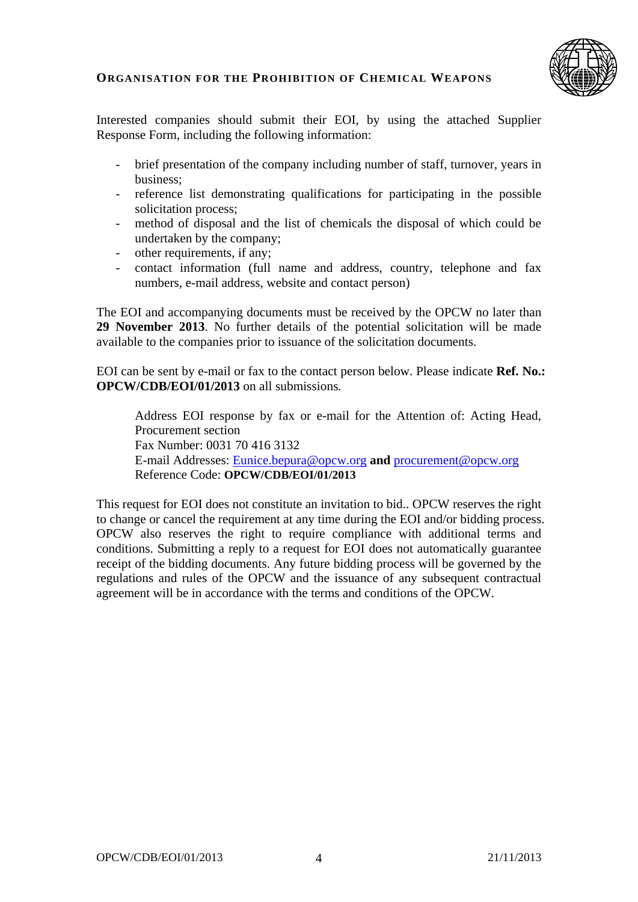Interested companies should submit their EOI, by using the attached Supplier Response Form, including the following information:

- brief presentation of the company including number of staff, turnover, years in business;
- reference list demonstrating qualifications for participating in the possible solicitation process;
- method of disposal and the list of chemicals the disposal of which could be undertaken by the company;
- other requirements, if any;
- contact information (full name and address, country, telephone and fax numbers, e-mail address, website and contact person)

The EOI and accompanying documents must be received by the OPCW no later than **29 November 2013**. No further details of the potential solicitation will be made available to the companies prior to issuance of the solicitation documents.

EOI can be sent by e-mail or fax to the contact person below. Please indicate **Ref. No.: OPCW/CDB/EOI/01/2013** on all submissions.

> Address EOI response by fax or e-mail for the Attention of: Acting Head, Procurement section
> Fax Number: 0031 70 416 3132
> E-mail Addresses: Eunice.bepura@opcw.org **and** procurement@opcw.org
> Reference Code: **OPCW/CDB/EOI/01/2013**

This request for EOI does not constitute an invitation to bid.. OPCW reserves the right to change or cancel the requirement at any time during the EOI and/or bidding process. OPCW also reserves the right to require compliance with additional terms and conditions. Submitting a reply to a request for EOI does not automatically guarantee receipt of the bidding documents. Any future bidding process will be governed by the regulations and rules of the OPCW and the issuance of any subsequent contractual agreement will be in accordance with the terms and conditions of the OPCW.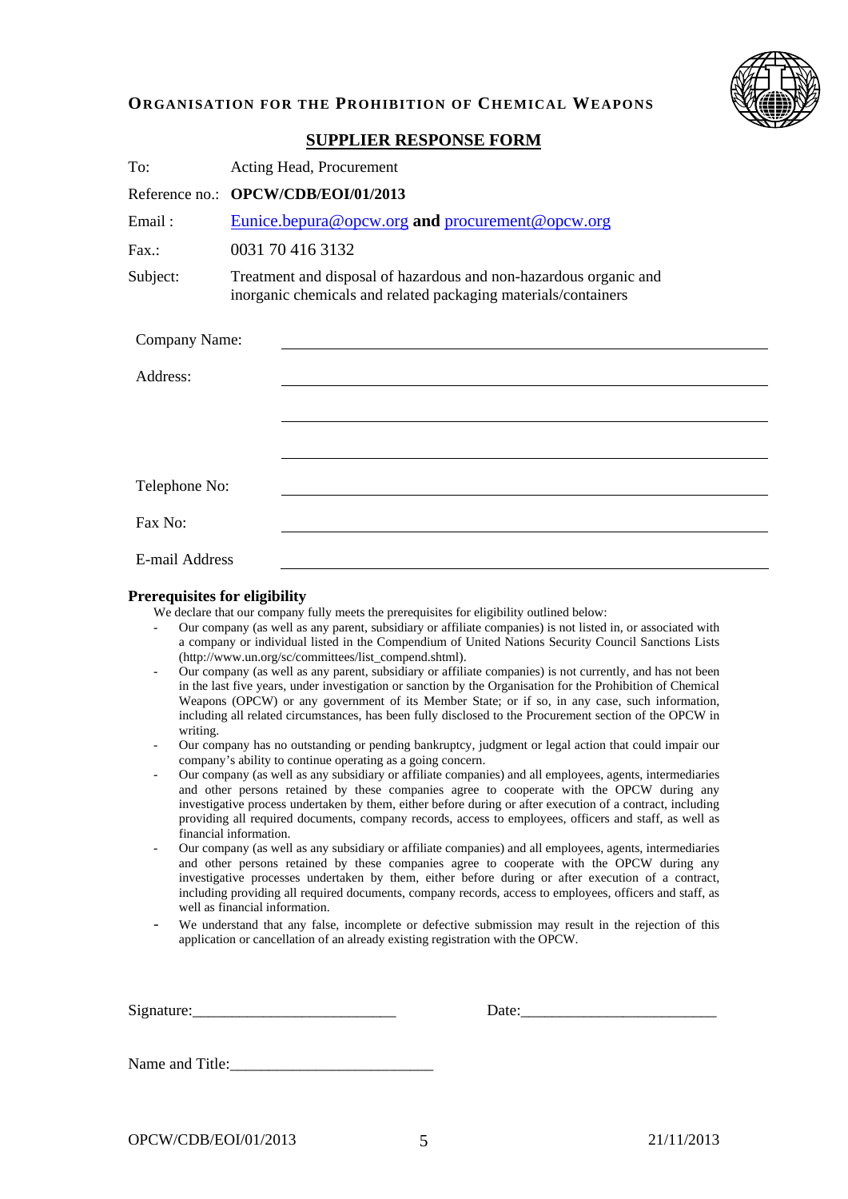**ORGANISATION FOR THE PROHIBITION OF CHEMICAL WEAPONS**

## SUPPLIER RESPONSE FORM

| | |
|---|---|
| To: | Acting Head, Procurement |
| Reference no.: | **OPCW/CDB/EOI/01/2013** |
| Email : | Eunice.bepura@opcw.org **and** procurement@opcw.org |
| Fax.: | 0031 70 416 3132 |
| Subject: | Treatment and disposal of hazardous and non-hazardous organic and inorganic chemicals and related packaging materials/containers |

Company Name: ______________________________

Address: ______________________________

______________________________

______________________________

Telephone No: ______________________________

Fax No: ______________________________

E-mail Address ______________________________

**Prerequisites for eligibility**

We declare that our company fully meets the prerequisites for eligibility outlined below:

- Our company (as well as any parent, subsidiary or affiliate companies) is not listed in, or associated with a company or individual listed in the Compendium of United Nations Security Council Sanctions Lists (http://www.un.org/sc/committees/list_compend.shtml).
- Our company (as well as any parent, subsidiary or affiliate companies) is not currently, and has not been in the last five years, under investigation or sanction by the Organisation for the Prohibition of Chemical Weapons (OPCW) or any government of its Member State; or if so, in any case, such information, including all related circumstances, has been fully disclosed to the Procurement section of the OPCW in writing.
- Our company has no outstanding or pending bankruptcy, judgment or legal action that could impair our company's ability to continue operating as a going concern.
- Our company (as well as any subsidiary or affiliate companies) and all employees, agents, intermediaries and other persons retained by these companies agree to cooperate with the OPCW during any investigative process undertaken by them, either before during or after execution of a contract, including providing all required documents, company records, access to employees, officers and staff, as well as financial information.
- Our company (as well as any subsidiary or affiliate companies) and all employees, agents, intermediaries and other persons retained by these companies agree to cooperate with the OPCW during any investigative processes undertaken by them, either before during or after execution of a contract, including providing all required documents, company records, access to employees, officers and staff, as well as financial information.
- We understand that any false, incomplete or defective submission may result in the rejection of this application or cancellation of an already existing registration with the OPCW.

Signature:_________________________ Date:_________________________

Name and Title:_________________________